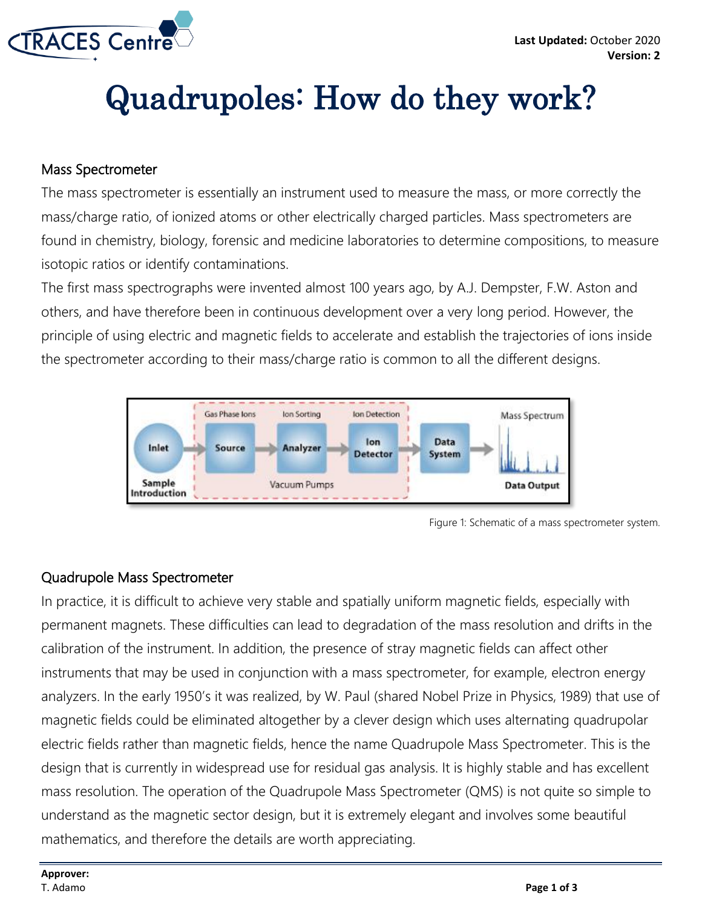# Quadrupoles: How do they work?

## Mass Spectrometer

The mass spectrometer is essentially an instrument used to measure the mass, or more correctly the mass/charge ratio, of ionized atoms or other electrically charged particles. Mass spectrometers are found in chemistry, biology, forensic and medicine laboratories to determine compositions, to measure isotopic ratios or identify contaminations.

The first mass spectrographs were invented almost 100 years ago, by A.J. Dempster, F.W. Aston and others, and have therefore been in continuous development over a very long period. However, the principle of using electric and magnetic fields to accelerate and establish the trajectories of ions inside the spectrometer according to their mass/charge ratio is common to all the different designs.

Figure 1: Schematic of a mass spectrometer system.

## Quadrupole Mass Spectrometer

In practice, it is difficult to achieve very stable and spatially uniform magnetic fields, especially with permanent magnets. These difficulties can lead to degradation of the mass resolution and drifts in the calibration of the instrument. In addition, the presence of stray magnetic fields can affect other instruments that may be used in conjunction with a mass spectrometer, for example, electron energy analyzers. In the early 1950's it was realized, by W. Paul (shared Nobel Prize in Physics, 1989) that use of magnetic fields could be eliminated altogether by a clever design which uses alternating quadrupolar electric fields rather than magnetic fields, hence the name Quadrupole Mass Spectrometer. This is the design that is currently in widespread use for residual gas analysis. It is highly stable and has excellent mass resolution. The operation of the Quadrupole Mass Spectrometer (QMS) is not quite so simple to understand as the magnetic sector design, but it is extremely elegant and involves some beautiful mathematics, and therefore the details are worth appreciating.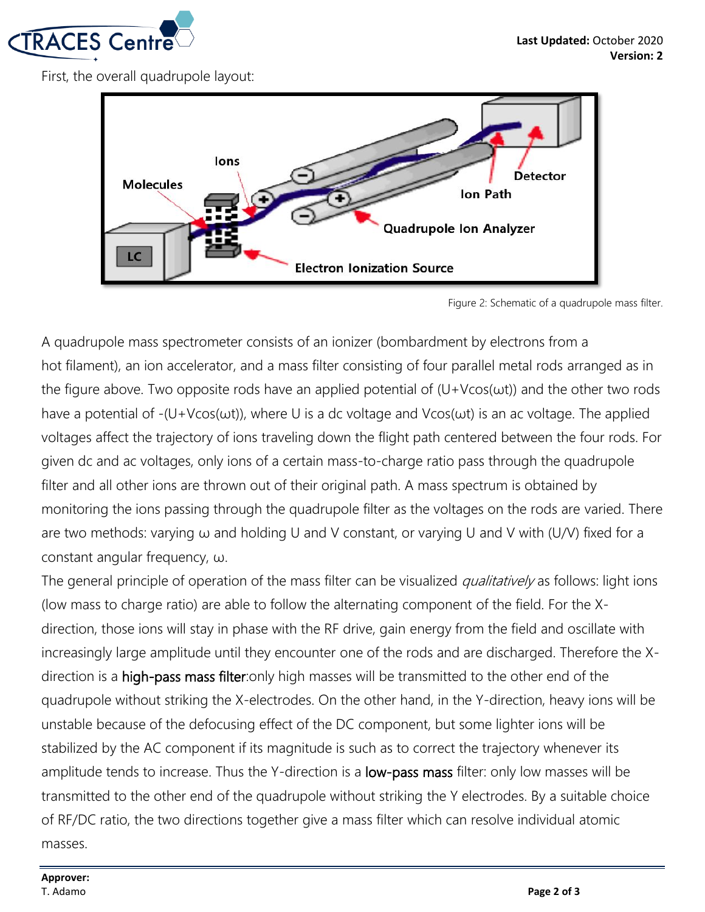First, the overall quadrupole layout:

Figure 2: Schematic of a quadrupole mass filter.

A quadrupole mass spectrometer consists of an ionizer (bombardment by electrons from a hot filament), an ion accelerator, and a mass filter consisting of four parallel metal rods arranged as in the figure above. Two opposite rods have an applied potential of $(U+V\cos(\omega t))$ and the other two rods have a potential of $-(U+V\cos(\omega t))$, where U is a dc voltage and $V\cos(\omega t)$ is an ac voltage. The applied voltages affect the trajectory of ions traveling down the flight path centered between the four rods. For given dc and ac voltages, only ions of a certain mass-to-charge ratio pass through the quadrupole filter and all other ions are thrown out of their original path. A mass spectrum is obtained by monitoring the ions passing through the quadrupole filter as the voltages on the rods are varied. There are two methods: varying $\omega$ and holding U and V constant, or varying U and V with (U/V) fixed for a constant angular frequency, $\omega$.

The general principle of operation of the mass filter can be visualized *qualitatively* as follows: light ions (low mass to charge ratio) are able to follow the alternating component of the field. For the X-direction, those ions will stay in phase with the RF drive, gain energy from the field and oscillate with increasingly large amplitude until they encounter one of the rods and are discharged. Therefore the X-direction is a high-pass mass filter:only high masses will be transmitted to the other end of the quadrupole without striking the X-electrodes. On the other hand, in the Y-direction, heavy ions will be unstable because of the defocusing effect of the DC component, but some lighter ions will be stabilized by the AC component if its magnitude is such as to correct the trajectory whenever its amplitude tends to increase. Thus the Y-direction is a low-pass mass filter: only low masses will be transmitted to the other end of the quadrupole without striking the Y electrodes. By a suitable choice of RF/DC ratio, the two directions together give a mass filter which can resolve individual atomic masses.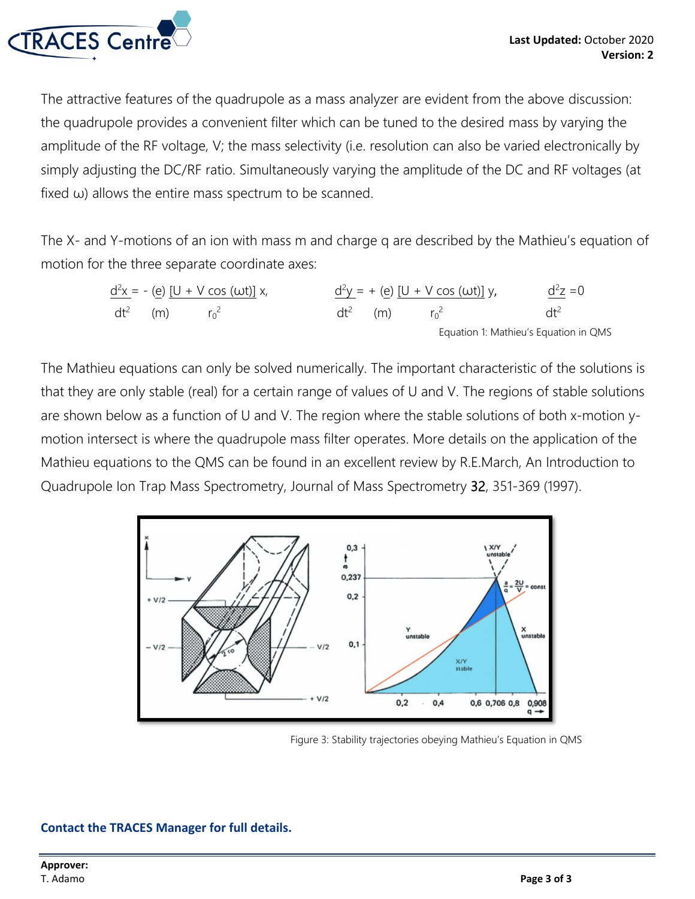The attractive features of the quadrupole as a mass analyzer are evident from the above discussion: the quadrupole provides a convenient filter which can be tuned to the desired mass by varying the amplitude of the RF voltage, V; the mass selectivity (i.e. resolution can also be varied electronically by simply adjusting the DC/RF ratio. Simultaneously varying the amplitude of the DC and RF voltages (at fixed ω) allows the entire mass spectrum to be scanned.

The X- and Y-motions of an ion with mass m and charge q are described by the Mathieu's equation of motion for the three separate coordinate axes:

$$\frac{d^2x}{dt^2} = -\frac{(e)}{(m)}\frac{[U + V\cos(\omega t)]}{r_0^2}x, \qquad \frac{d^2y}{dt^2} = +\frac{(e)}{(m)}\frac{[U + V\cos(\omega t)]}{r_0^2}y, \qquad \frac{d^2z}{dt^2} = 0$$

Equation 1: Mathieu's Equation in QMS

The Mathieu equations can only be solved numerically. The important characteristic of the solutions is that they are only stable (real) for a certain range of values of U and V. The regions of stable solutions are shown below as a function of U and V. The region where the stable solutions of both x-motion y-motion intersect is where the quadrupole mass filter operates. More details on the application of the Mathieu equations to the QMS can be found in an excellent review by R.E.March, An Introduction to Quadrupole Ion Trap Mass Spectrometry, Journal of Mass Spectrometry **32**, 351-369 (1997).

x
y
+ V/2
− V/2
− V/2
+ V/2
2 r0

0,3
a
0,237
0,2
0,1
X/Y unstable
a/q = 2U/V = const
Y unstable
X unstable
X/Y stable
0,2
0,4
0,6
0,706
0,8
0,908
q

Figure 3: Stability trajectories obeying Mathieu's Equation in QMS

**Contact the TRACES Manager for full details.**

**Approver:**
T. Adamo